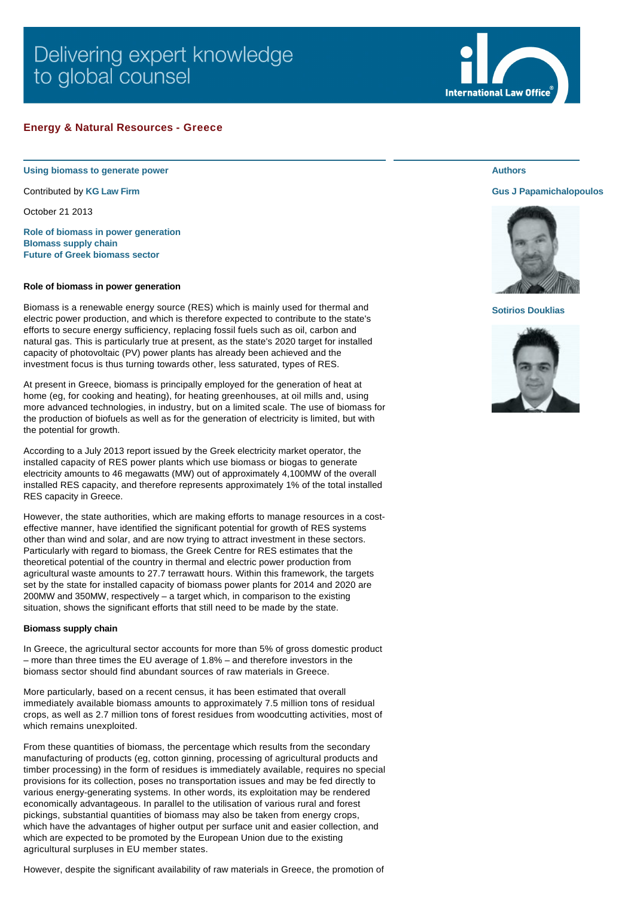Delivering expert knowledge to global counsel

International Law Office

## Energy & Natural Resources - Greece

### Using biomass to generate power

Contributed by **KG Law Firm**

October 21 2013

**Authors**

**Gus J Papamichalopoulos**

**Sotirios Douklias**

**Role of biomass in power generation**
**Biomass supply chain**
**Future of Greek biomass sector**

#### Role of biomass in power generation

Biomass is a renewable energy source (RES) which is mainly used for thermal and electric power production, and which is therefore expected to contribute to the state's efforts to secure energy sufficiency, replacing fossil fuels such as oil, carbon and natural gas. This is particularly true at present, as the state's 2020 target for installed capacity of photovoltaic (PV) power plants has already been achieved and the investment focus is thus turning towards other, less saturated, types of RES.

At present in Greece, biomass is principally employed for the generation of heat at home (eg, for cooking and heating), for heating greenhouses, at oil mills and, using more advanced technologies, in industry, but on a limited scale. The use of biomass for the production of biofuels as well as for the generation of electricity is limited, but with the potential for growth.

According to a July 2013 report issued by the Greek electricity market operator, the installed capacity of RES power plants which use biomass or biogas to generate electricity amounts to 46 megawatts (MW) out of approximately 4,100MW of the overall installed RES capacity, and therefore represents approximately 1% of the total installed RES capacity in Greece.

However, the state authorities, which are making efforts to manage resources in a cost-effective manner, have identified the significant potential for growth of RES systems other than wind and solar, and are now trying to attract investment in these sectors. Particularly with regard to biomass, the Greek Centre for RES estimates that the theoretical potential of the country in thermal and electric power production from agricultural waste amounts to 27.7 terrawatt hours. Within this framework, the targets set by the state for installed capacity of biomass power plants for 2014 and 2020 are 200MW and 350MW, respectively – a target which, in comparison to the existing situation, shows the significant efforts that still need to be made by the state.

#### Biomass supply chain

In Greece, the agricultural sector accounts for more than 5% of gross domestic product – more than three times the EU average of 1.8% – and therefore investors in the biomass sector should find abundant sources of raw materials in Greece.

More particularly, based on a recent census, it has been estimated that overall immediately available biomass amounts to approximately 7.5 million tons of residual crops, as well as 2.7 million tons of forest residues from woodcutting activities, most of which remains unexploited.

From these quantities of biomass, the percentage which results from the secondary manufacturing of products (eg, cotton ginning, processing of agricultural products and timber processing) in the form of residues is immediately available, requires no special provisions for its collection, poses no transportation issues and may be fed directly to various energy-generating systems. In other words, its exploitation may be rendered economically advantageous. In parallel to the utilisation of various rural and forest pickings, substantial quantities of biomass may also be taken from energy crops, which have the advantages of higher output per surface unit and easier collection, and which are expected to be promoted by the European Union due to the existing agricultural surpluses in EU member states.

However, despite the significant availability of raw materials in Greece, the promotion of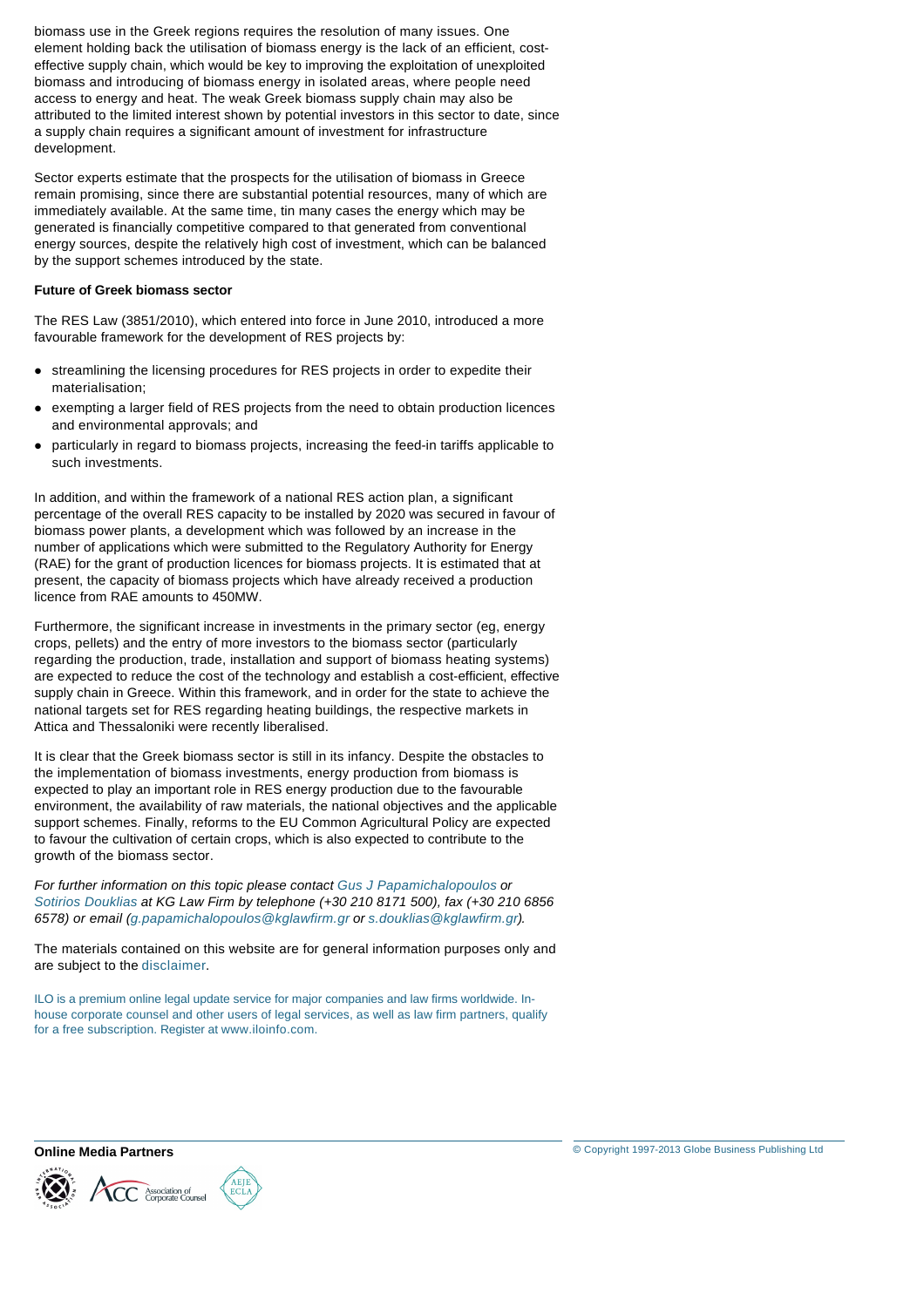biomass use in the Greek regions requires the resolution of many issues. One element holding back the utilisation of biomass energy is the lack of an efficient, cost-effective supply chain, which would be key to improving the exploitation of unexploited biomass and introducing of biomass energy in isolated areas, where people need access to energy and heat. The weak Greek biomass supply chain may also be attributed to the limited interest shown by potential investors in this sector to date, since a supply chain requires a significant amount of investment for infrastructure development.

Sector experts estimate that the prospects for the utilisation of biomass in Greece remain promising, since there are substantial potential resources, many of which are immediately available. At the same time, tin many cases the energy which may be generated is financially competitive compared to that generated from conventional energy sources, despite the relatively high cost of investment, which can be balanced by the support schemes introduced by the state.

**Future of Greek biomass sector**

The RES Law (3851/2010), which entered into force in June 2010, introduced a more favourable framework for the development of RES projects by:

- streamlining the licensing procedures for RES projects in order to expedite their materialisation;
- exempting a larger field of RES projects from the need to obtain production licences and environmental approvals; and
- particularly in regard to biomass projects, increasing the feed-in tariffs applicable to such investments.

In addition, and within the framework of a national RES action plan, a significant percentage of the overall RES capacity to be installed by 2020 was secured in favour of biomass power plants, a development which was followed by an increase in the number of applications which were submitted to the Regulatory Authority for Energy (RAE) for the grant of production licences for biomass projects. It is estimated that at present, the capacity of biomass projects which have already received a production licence from RAE amounts to 450MW.

Furthermore, the significant increase in investments in the primary sector (eg, energy crops, pellets) and the entry of more investors to the biomass sector (particularly regarding the production, trade, installation and support of biomass heating systems) are expected to reduce the cost of the technology and establish a cost-efficient, effective supply chain in Greece. Within this framework, and in order for the state to achieve the national targets set for RES regarding heating buildings, the respective markets in Attica and Thessaloniki were recently liberalised.

It is clear that the Greek biomass sector is still in its infancy. Despite the obstacles to the implementation of biomass investments, energy production from biomass is expected to play an important role in RES energy production due to the favourable environment, the availability of raw materials, the national objectives and the applicable support schemes. Finally, reforms to the EU Common Agricultural Policy are expected to favour the cultivation of certain crops, which is also expected to contribute to the growth of the biomass sector.

*For further information on this topic please contact Gus J Papamichalopoulos or Sotirios Douklias at KG Law Firm by telephone (+30 210 8171 500), fax (+30 210 6856 6578) or email (g.papamichalopoulos@kglawfirm.gr or s.douklias@kglawfirm.gr).*

The materials contained on this website are for general information purposes only and are subject to the disclaimer.

ILO is a premium online legal update service for major companies and law firms worldwide. In-house corporate counsel and other users of legal services, as well as law firm partners, qualify for a free subscription. Register at www.iloinfo.com.

**Online Media Partners**

© Copyright 1997-2013 Globe Business Publishing Ltd